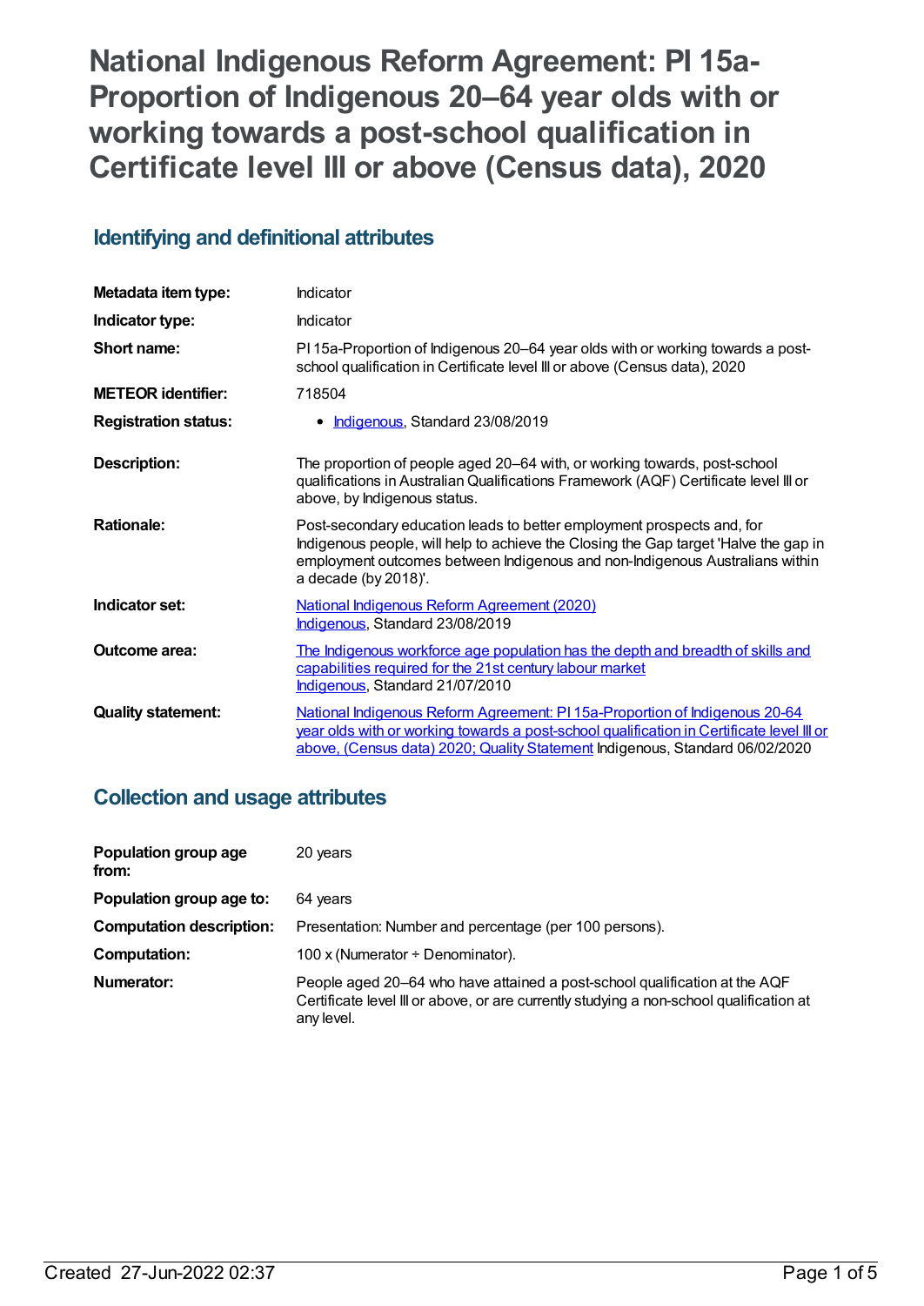# National Indigenous Reform Agreement: PI 15a-Proportion of Indigenous 20–64 year olds with or working towards a post-school qualification in Certificate level III or above (Census data), 2020

## Identifying and definitional attributes

| | |
|---|---|
| **Metadata item type:** | Indicator |
| **Indicator type:** | Indicator |
| **Short name:** | PI 15a-Proportion of Indigenous 20–64 year olds with or working towards a post-school qualification in Certificate level III or above (Census data), 2020 |
| **METEOR identifier:** | 718504 |
| **Registration status:** | • Indigenous, Standard 23/08/2019 |
| **Description:** | The proportion of people aged 20–64 with, or working towards, post-school qualifications in Australian Qualifications Framework (AQF) Certificate level III or above, by Indigenous status. |
| **Rationale:** | Post-secondary education leads to better employment prospects and, for Indigenous people, will help to achieve the Closing the Gap target 'Halve the gap in employment outcomes between Indigenous and non-Indigenous Australians within a decade (by 2018)'. |
| **Indicator set:** | National Indigenous Reform Agreement (2020) Indigenous, Standard 23/08/2019 |
| **Outcome area:** | The Indigenous workforce age population has the depth and breadth of skills and capabilities required for the 21st century labour market Indigenous, Standard 21/07/2010 |
| **Quality statement:** | National Indigenous Reform Agreement: PI 15a-Proportion of Indigenous 20-64 year olds with or working towards a post-school qualification in Certificate level III or above, (Census data) 2020; Quality Statement Indigenous, Standard 06/02/2020 |

## Collection and usage attributes

| | |
|---|---|
| **Population group age from:** | 20 years |
| **Population group age to:** | 64 years |
| **Computation description:** | Presentation: Number and percentage (per 100 persons). |
| **Computation:** | 100 x (Numerator ÷ Denominator). |
| **Numerator:** | People aged 20–64 who have attained a post-school qualification at the AQF Certificate level III or above, or are currently studying a non-school qualification at any level. |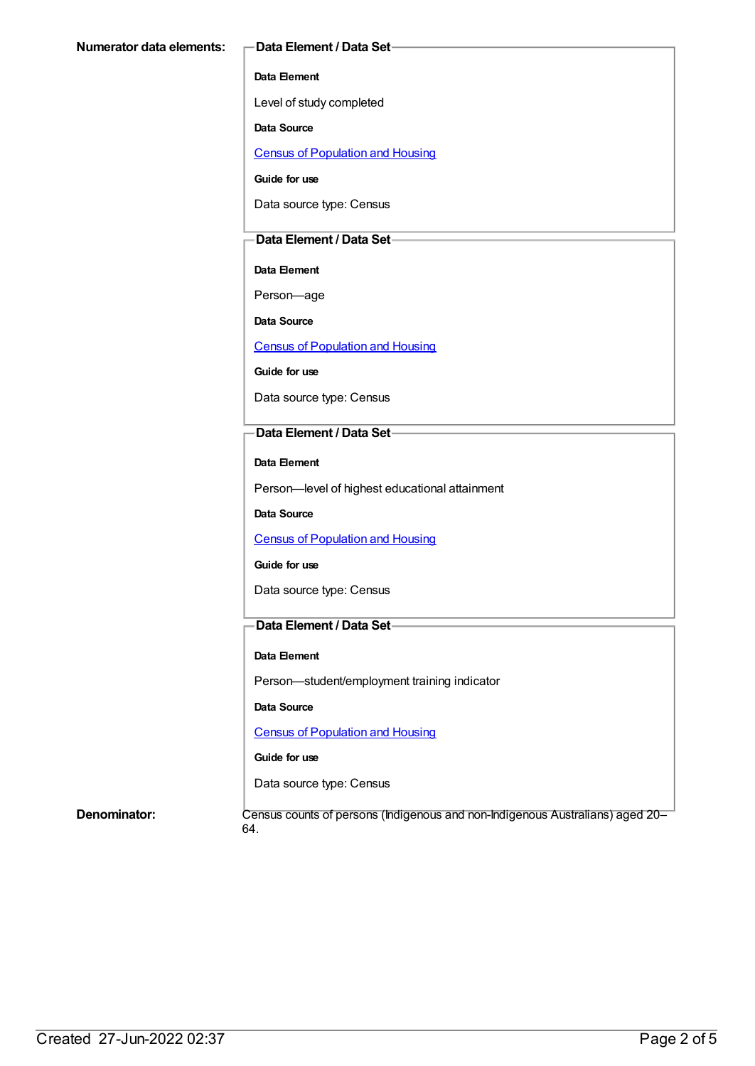**Numerator data elements:**

**Data Element / Data Set**

**Data Element**

Level of study completed

**Data Source**

[Census of Population and Housing]

**Guide for use**

Data source type: Census

**Data Element / Data Set**

**Data Element**

Person—age

**Data Source**

[Census of Population and Housing]

**Guide for use**

Data source type: Census

**Data Element / Data Set**

**Data Element**

Person—level of highest educational attainment

**Data Source**

[Census of Population and Housing]

**Guide for use**

Data source type: Census

**Data Element / Data Set**

**Data Element**

Person—student/employment training indicator

**Data Source**

[Census of Population and Housing]

**Guide for use**

Data source type: Census

**Denominator:**

Census counts of persons (Indigenous and non-Indigenous Australians) aged 20–64.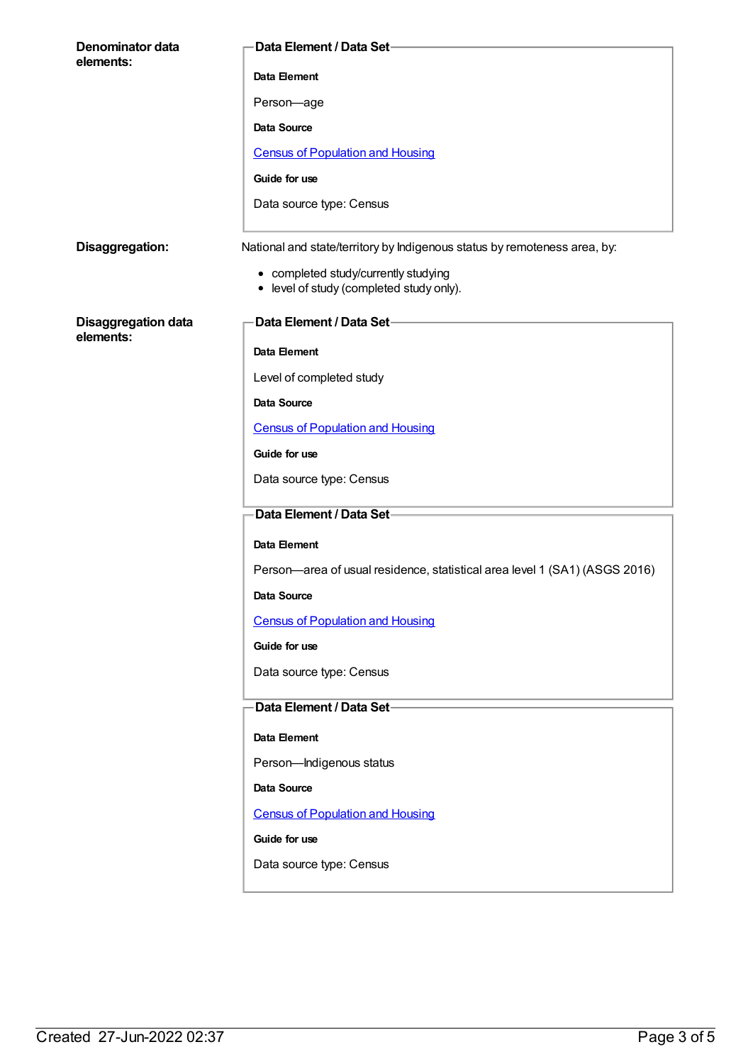**Denominator data elements:**

**Data Element / Data Set**

**Data Element**

Person—age

**Data Source**

Census of Population and Housing

**Guide for use**

Data source type: Census

**Disaggregation:**

National and state/territory by Indigenous status by remoteness area, by:

- completed study/currently studying
- level of study (completed study only).

**Disaggregation data elements:**

**Data Element / Data Set**

**Data Element**

Level of completed study

**Data Source**

Census of Population and Housing

**Guide for use**

Data source type: Census

**Data Element / Data Set**

**Data Element**

Person—area of usual residence, statistical area level 1 (SA1) (ASGS 2016)

**Data Source**

Census of Population and Housing

**Guide for use**

Data source type: Census

**Data Element / Data Set**

**Data Element**

Person—Indigenous status

**Data Source**

Census of Population and Housing

**Guide for use**

Data source type: Census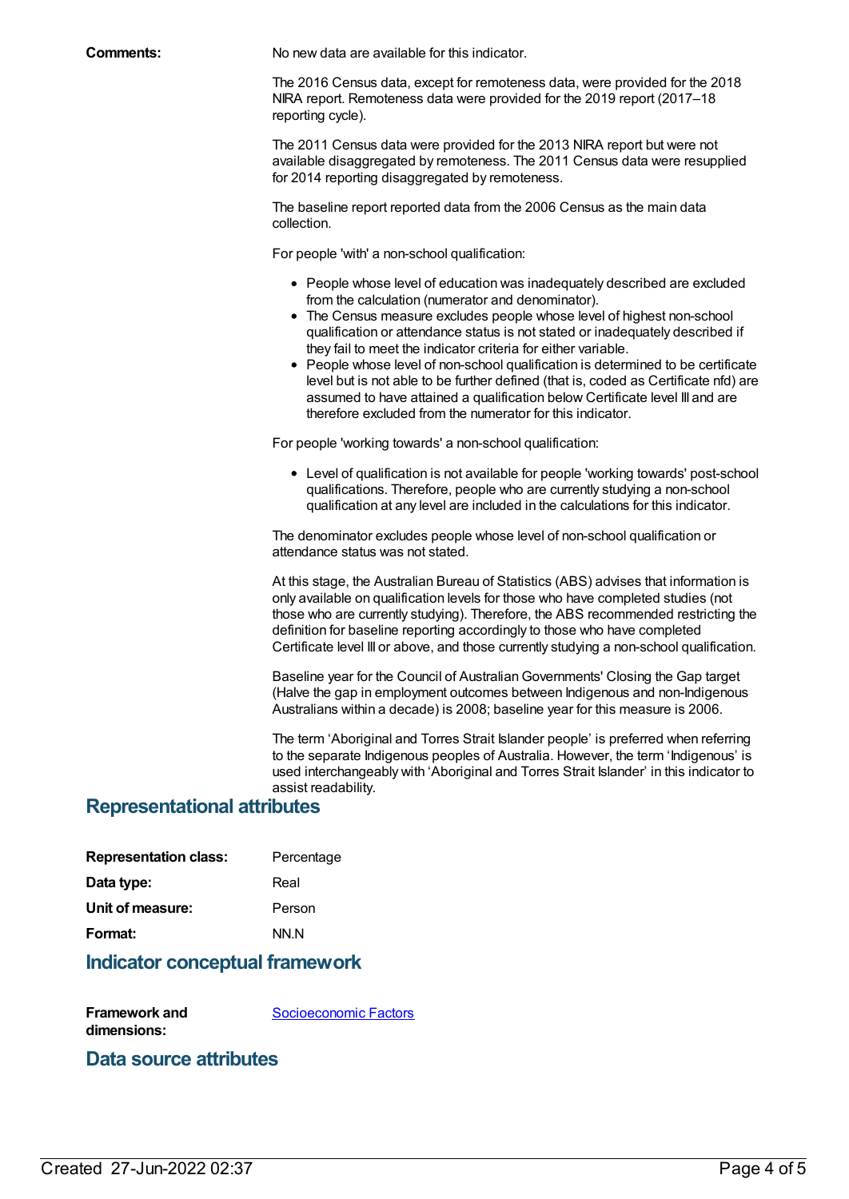**Comments:** No new data are available for this indicator.

The 2016 Census data, except for remoteness data, were provided for the 2018 NIRA report. Remoteness data were provided for the 2019 report (2017–18 reporting cycle).

The 2011 Census data were provided for the 2013 NIRA report but were not available disaggregated by remoteness. The 2011 Census data were resupplied for 2014 reporting disaggregated by remoteness.

The baseline report reported data from the 2006 Census as the main data collection.

For people 'with' a non-school qualification:

- People whose level of education was inadequately described are excluded from the calculation (numerator and denominator).
- The Census measure excludes people whose level of highest non-school qualification or attendance status is not stated or inadequately described if they fail to meet the indicator criteria for either variable.
- People whose level of non-school qualification is determined to be certificate level but is not able to be further defined (that is, coded as Certificate nfd) are assumed to have attained a qualification below Certificate level III and are therefore excluded from the numerator for this indicator.

For people 'working towards' a non-school qualification:

- Level of qualification is not available for people 'working towards' post-school qualifications. Therefore, people who are currently studying a non-school qualification at any level are included in the calculations for this indicator.

The denominator excludes people whose level of non-school qualification or attendance status was not stated.

At this stage, the Australian Bureau of Statistics (ABS) advises that information is only available on qualification levels for those who have completed studies (not those who are currently studying). Therefore, the ABS recommended restricting the definition for baseline reporting accordingly to those who have completed Certificate level III or above, and those currently studying a non-school qualification.

Baseline year for the Council of Australian Governments' Closing the Gap target (Halve the gap in employment outcomes between Indigenous and non-Indigenous Australians within a decade) is 2008; baseline year for this measure is 2006.

The term 'Aboriginal and Torres Strait Islander people' is preferred when referring to the separate Indigenous peoples of Australia. However, the term 'Indigenous' is used interchangeably with 'Aboriginal and Torres Strait Islander' in this indicator to assist readability.

## Representational attributes

**Representation class:** Percentage

**Data type:** Real

**Unit of measure:** Person

**Format:** NN.N

## Indicator conceptual framework

**Framework and dimensions:** Socioeconomic Factors

## Data source attributes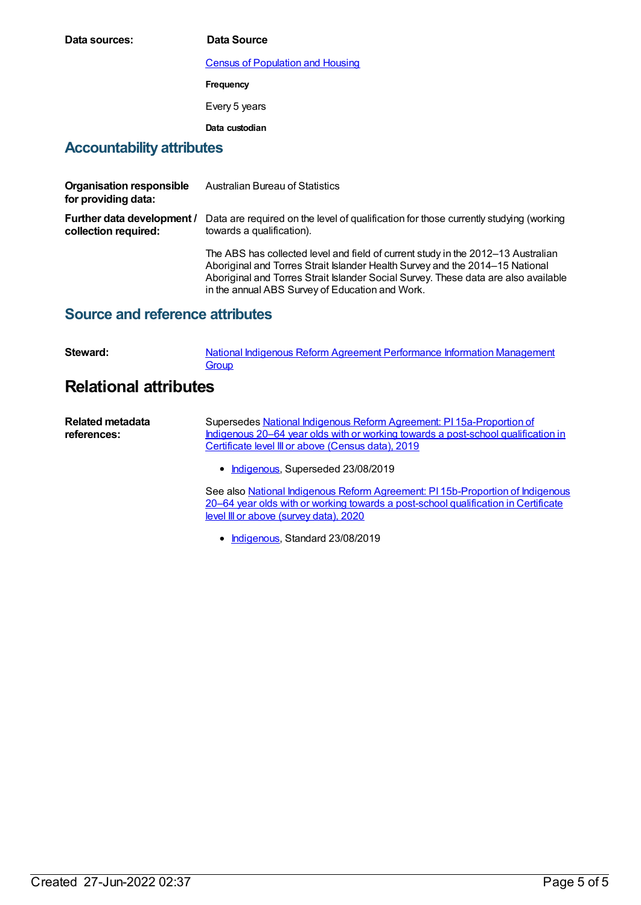**Data sources:**

**Data Source**

Census of Population and Housing

**Frequency**

Every 5 years

**Data custodian**

## Accountability attributes

**Organisation responsible for providing data:** Australian Bureau of Statistics

**Further data development / collection required:** Data are required on the level of qualification for those currently studying (working towards a qualification).

The ABS has collected level and field of current study in the 2012–13 Australian Aboriginal and Torres Strait Islander Health Survey and the 2014–15 National Aboriginal and Torres Strait Islander Social Survey. These data are also available in the annual ABS Survey of Education and Work.

## Source and reference attributes

**Steward:** National Indigenous Reform Agreement Performance Information Management Group

# Relational attributes

**Related metadata references:**

Supersedes National Indigenous Reform Agreement: PI 15a-Proportion of Indigenous 20–64 year olds with or working towards a post-school qualification in Certificate level III or above (Census data), 2019

- Indigenous, Superseded 23/08/2019

See also National Indigenous Reform Agreement: PI 15b-Proportion of Indigenous 20–64 year olds with or working towards a post-school qualification in Certificate level III or above (survey data), 2020

- Indigenous, Standard 23/08/2019